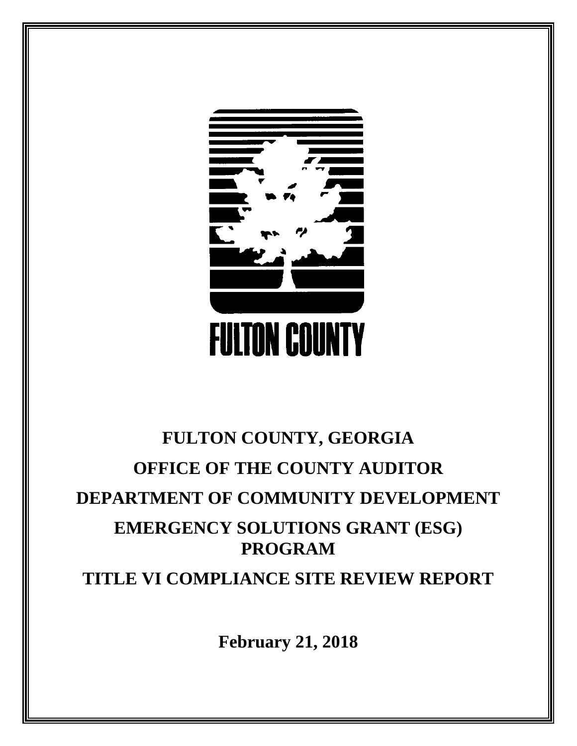FULTON COUNTY

# FULTON COUNTY, GEORGIA

# OFFICE OF THE COUNTY AUDITOR

# DEPARTMENT OF COMMUNITY DEVELOPMENT

# EMERGENCY SOLUTIONS GRANT (ESG) PROGRAM

# TITLE VI COMPLIANCE SITE REVIEW REPORT

**February 21, 2018**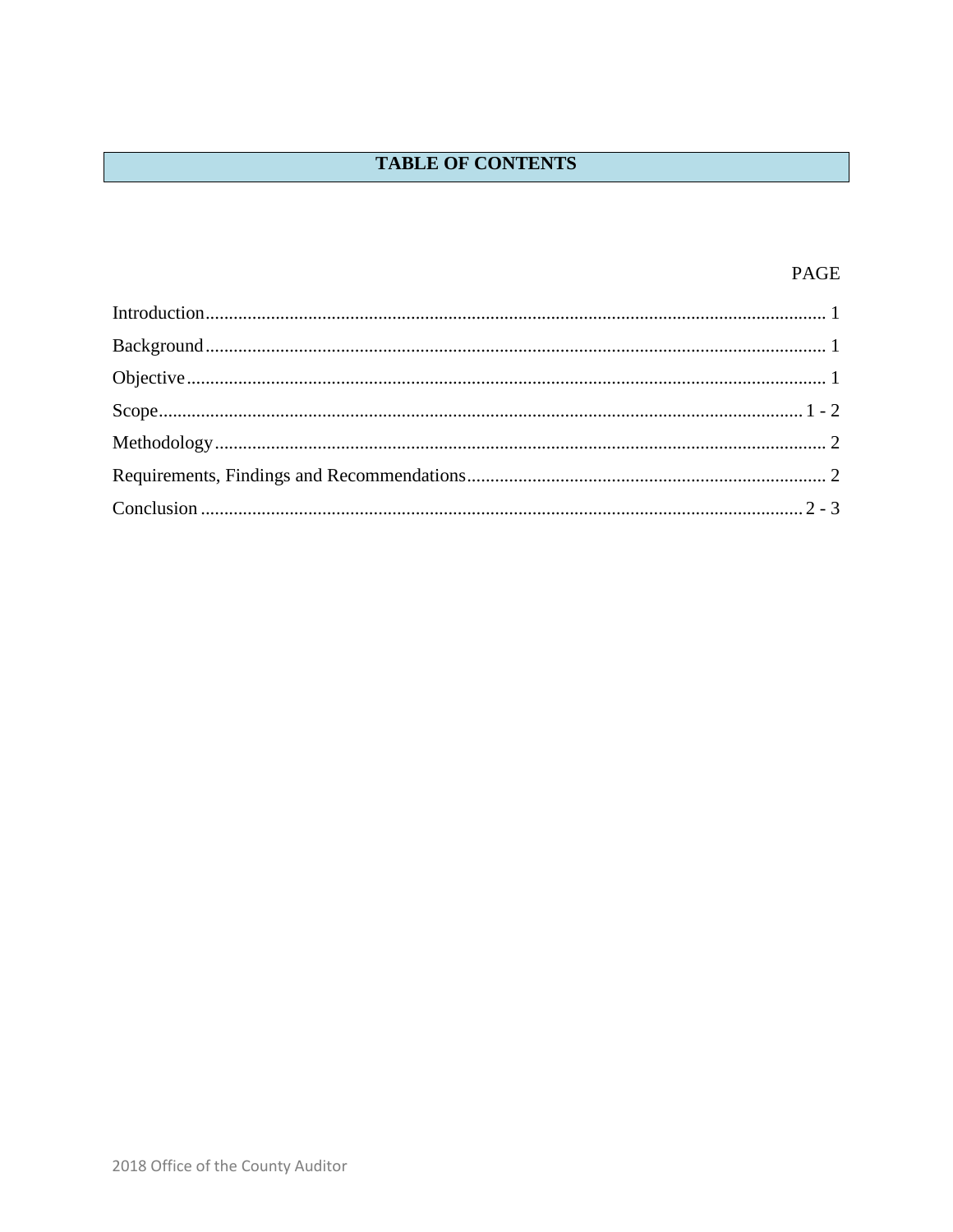## TABLE OF CONTENTS

| | PAGE |
|---|---|
| Introduction | 1 |
| Background | 1 |
| Objective | 1 |
| Scope | 1 - 2 |
| Methodology | 2 |
| Requirements, Findings and Recommendations | 2 |
| Conclusion | 2 - 3 |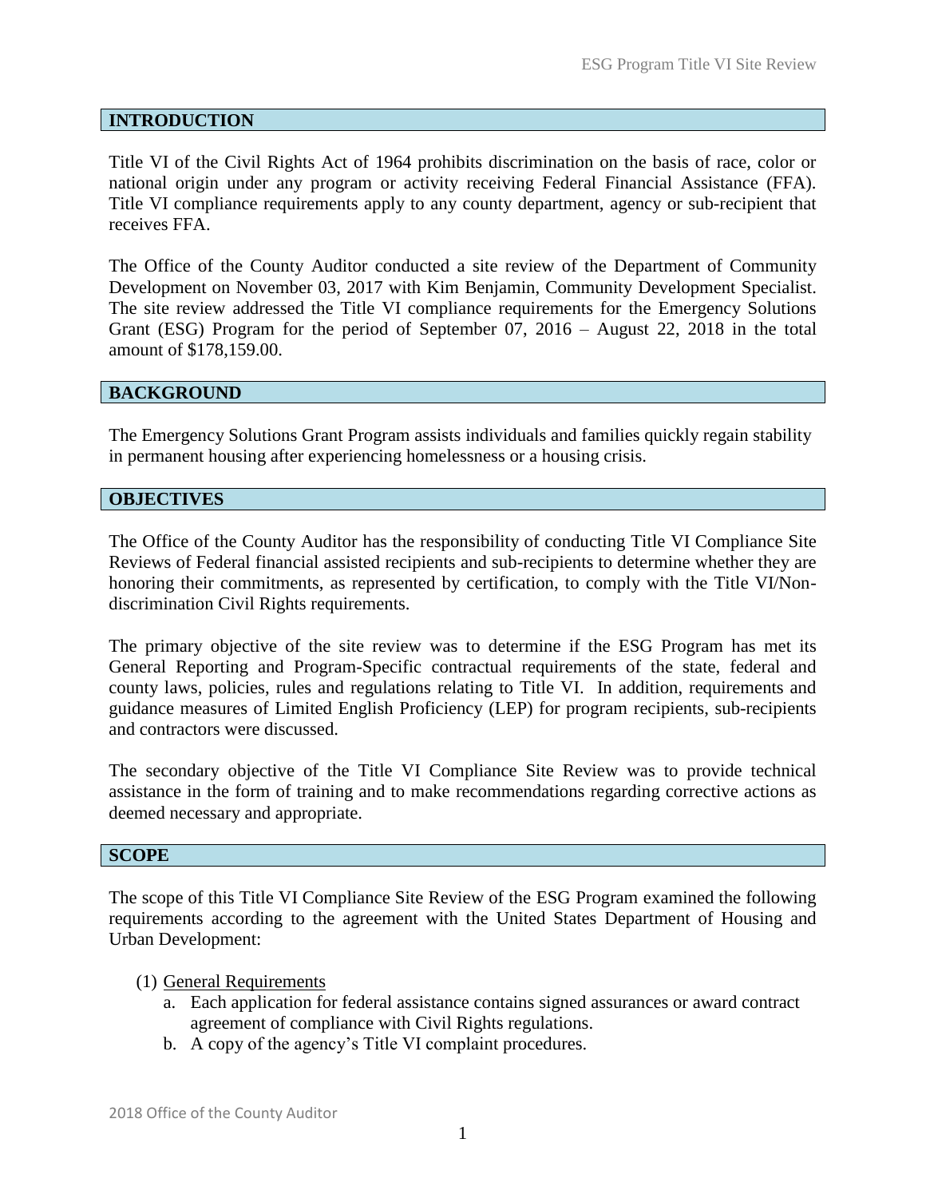## INTRODUCTION

Title VI of the Civil Rights Act of 1964 prohibits discrimination on the basis of race, color or national origin under any program or activity receiving Federal Financial Assistance (FFA). Title VI compliance requirements apply to any county department, agency or sub-recipient that receives FFA.

The Office of the County Auditor conducted a site review of the Department of Community Development on November 03, 2017 with Kim Benjamin, Community Development Specialist. The site review addressed the Title VI compliance requirements for the Emergency Solutions Grant (ESG) Program for the period of September 07, 2016 – August 22, 2018 in the total amount of $178,159.00.

## BACKGROUND

The Emergency Solutions Grant Program assists individuals and families quickly regain stability in permanent housing after experiencing homelessness or a housing crisis.

## OBJECTIVES

The Office of the County Auditor has the responsibility of conducting Title VI Compliance Site Reviews of Federal financial assisted recipients and sub-recipients to determine whether they are honoring their commitments, as represented by certification, to comply with the Title VI/Non-discrimination Civil Rights requirements.

The primary objective of the site review was to determine if the ESG Program has met its General Reporting and Program-Specific contractual requirements of the state, federal and county laws, policies, rules and regulations relating to Title VI. In addition, requirements and guidance measures of Limited English Proficiency (LEP) for program recipients, sub-recipients and contractors were discussed.

The secondary objective of the Title VI Compliance Site Review was to provide technical assistance in the form of training and to make recommendations regarding corrective actions as deemed necessary and appropriate.

## SCOPE

The scope of this Title VI Compliance Site Review of the ESG Program examined the following requirements according to the agreement with the United States Department of Housing and Urban Development:

(1) General Requirements
   a. Each application for federal assistance contains signed assurances or award contract agreement of compliance with Civil Rights regulations.
   b. A copy of the agency's Title VI complaint procedures.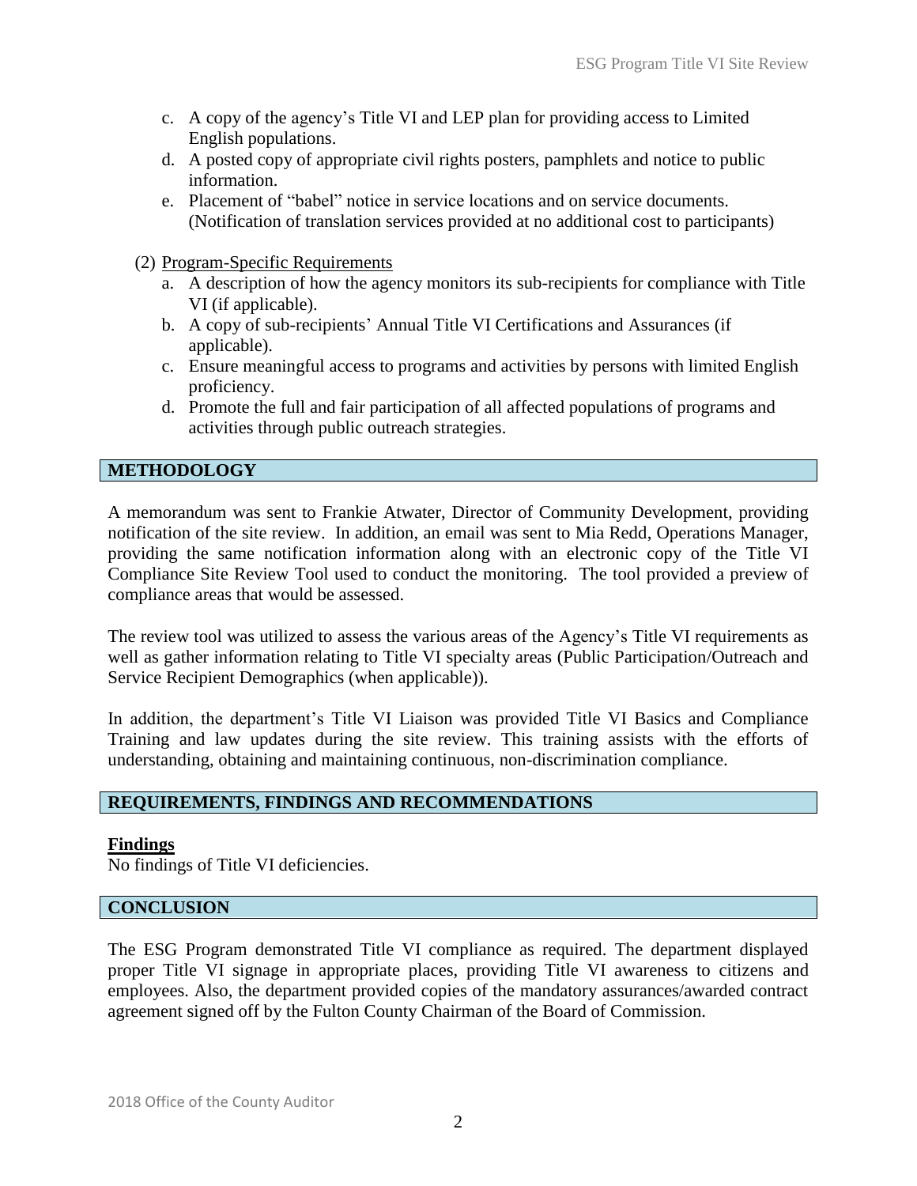c. A copy of the agency's Title VI and LEP plan for providing access to Limited English populations.
d. A posted copy of appropriate civil rights posters, pamphlets and notice to public information.
e. Placement of "babel" notice in service locations and on service documents. (Notification of translation services provided at no additional cost to participants)

(2) Program-Specific Requirements

a. A description of how the agency monitors its sub-recipients for compliance with Title VI (if applicable).
b. A copy of sub-recipients' Annual Title VI Certifications and Assurances (if applicable).
c. Ensure meaningful access to programs and activities by persons with limited English proficiency.
d. Promote the full and fair participation of all affected populations of programs and activities through public outreach strategies.

## METHODOLOGY

A memorandum was sent to Frankie Atwater, Director of Community Development, providing notification of the site review. In addition, an email was sent to Mia Redd, Operations Manager, providing the same notification information along with an electronic copy of the Title VI Compliance Site Review Tool used to conduct the monitoring. The tool provided a preview of compliance areas that would be assessed.

The review tool was utilized to assess the various areas of the Agency's Title VI requirements as well as gather information relating to Title VI specialty areas (Public Participation/Outreach and Service Recipient Demographics (when applicable)).

In addition, the department's Title VI Liaison was provided Title VI Basics and Compliance Training and law updates during the site review. This training assists with the efforts of understanding, obtaining and maintaining continuous, non-discrimination compliance.

## REQUIREMENTS, FINDINGS AND RECOMMENDATIONS

**Findings**

No findings of Title VI deficiencies.

## CONCLUSION

The ESG Program demonstrated Title VI compliance as required. The department displayed proper Title VI signage in appropriate places, providing Title VI awareness to citizens and employees. Also, the department provided copies of the mandatory assurances/awarded contract agreement signed off by the Fulton County Chairman of the Board of Commission.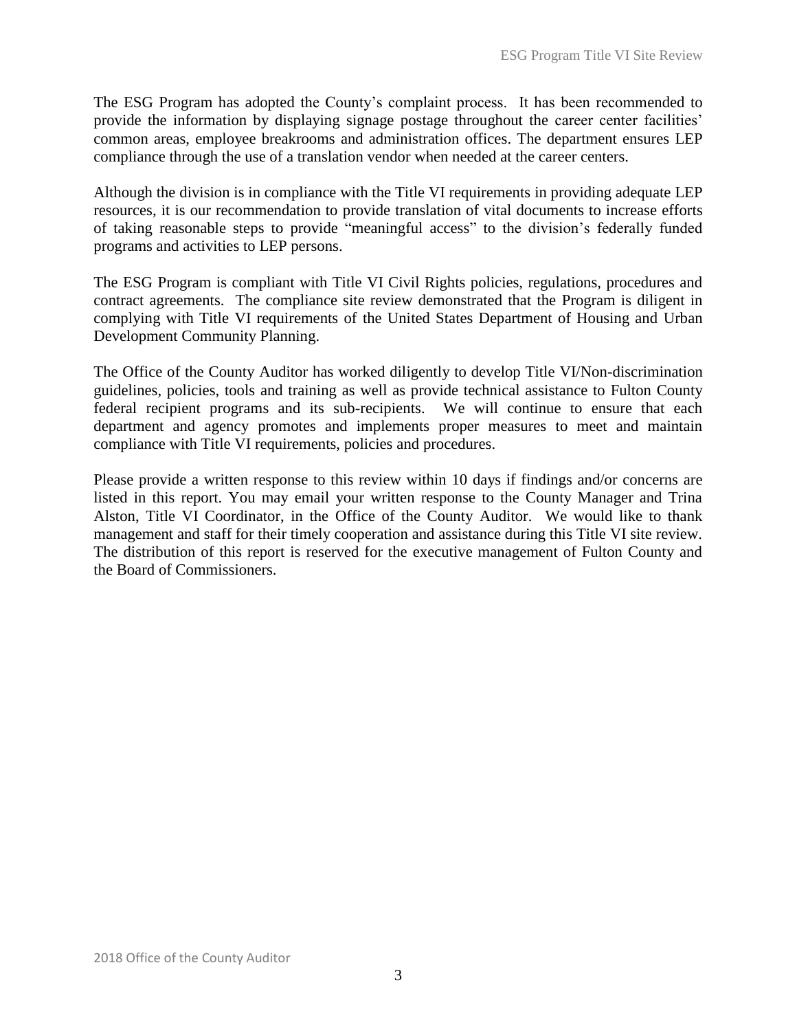The ESG Program has adopted the County's complaint process. It has been recommended to provide the information by displaying signage postage throughout the career center facilities' common areas, employee breakrooms and administration offices. The department ensures LEP compliance through the use of a translation vendor when needed at the career centers.

Although the division is in compliance with the Title VI requirements in providing adequate LEP resources, it is our recommendation to provide translation of vital documents to increase efforts of taking reasonable steps to provide "meaningful access" to the division's federally funded programs and activities to LEP persons.

The ESG Program is compliant with Title VI Civil Rights policies, regulations, procedures and contract agreements. The compliance site review demonstrated that the Program is diligent in complying with Title VI requirements of the United States Department of Housing and Urban Development Community Planning.

The Office of the County Auditor has worked diligently to develop Title VI/Non-discrimination guidelines, policies, tools and training as well as provide technical assistance to Fulton County federal recipient programs and its sub-recipients. We will continue to ensure that each department and agency promotes and implements proper measures to meet and maintain compliance with Title VI requirements, policies and procedures.

Please provide a written response to this review within 10 days if findings and/or concerns are listed in this report. You may email your written response to the County Manager and Trina Alston, Title VI Coordinator, in the Office of the County Auditor. We would like to thank management and staff for their timely cooperation and assistance during this Title VI site review. The distribution of this report is reserved for the executive management of Fulton County and the Board of Commissioners.